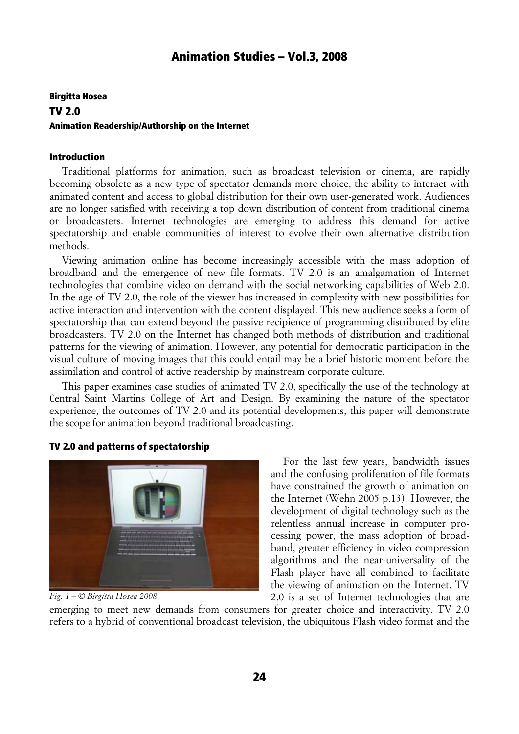**Birgitta Hosea**

# TV 2.0

## Animation Readership/Authorship on the Internet

### Introduction

Traditional platforms for animation, such as broadcast television or cinema, are rapidly becoming obsolete as a new type of spectator demands more choice, the ability to interact with animated content and access to global distribution for their own user-generated work. Audiences are no longer satisfied with receiving a top down distribution of content from traditional cinema or broadcasters. Internet technologies are emerging to address this demand for active spectatorship and enable communities of interest to evolve their own alternative distribution methods.

Viewing animation online has become increasingly accessible with the mass adoption of broadband and the emergence of new file formats. TV 2.0 is an amalgamation of Internet technologies that combine video on demand with the social networking capabilities of Web 2.0. In the age of TV 2.0, the role of the viewer has increased in complexity with new possibilities for active interaction and intervention with the content displayed. This new audience seeks a form of spectatorship that can extend beyond the passive recipience of programming distributed by elite broadcasters. TV 2.0 on the Internet has changed both methods of distribution and traditional patterns for the viewing of animation. However, any potential for democratic participation in the visual culture of moving images that this could entail may be a brief historic moment before the assimilation and control of active readership by mainstream corporate culture.

This paper examines case studies of animated TV 2.0, specifically the use of the technology at Central Saint Martins College of Art and Design. By examining the nature of the spectator experience, the outcomes of TV 2.0 and its potential developments, this paper will demonstrate the scope for animation beyond traditional broadcasting.

### TV 2.0 and patterns of spectatorship

*Fig. 1 – © Birgitta Hosea 2008*

For the last few years, bandwidth issues and the confusing proliferation of file formats have constrained the growth of animation on the Internet (Wehn 2005 p.13). However, the development of digital technology such as the relentless annual increase in computer processing power, the mass adoption of broadband, greater efficiency in video compression algorithms and the near-universality of the Flash player have all combined to facilitate the viewing of animation on the Internet. TV 2.0 is a set of Internet technologies that are emerging to meet new demands from consumers for greater choice and interactivity. TV 2.0 refers to a hybrid of conventional broadcast television, the ubiquitous Flash video format and the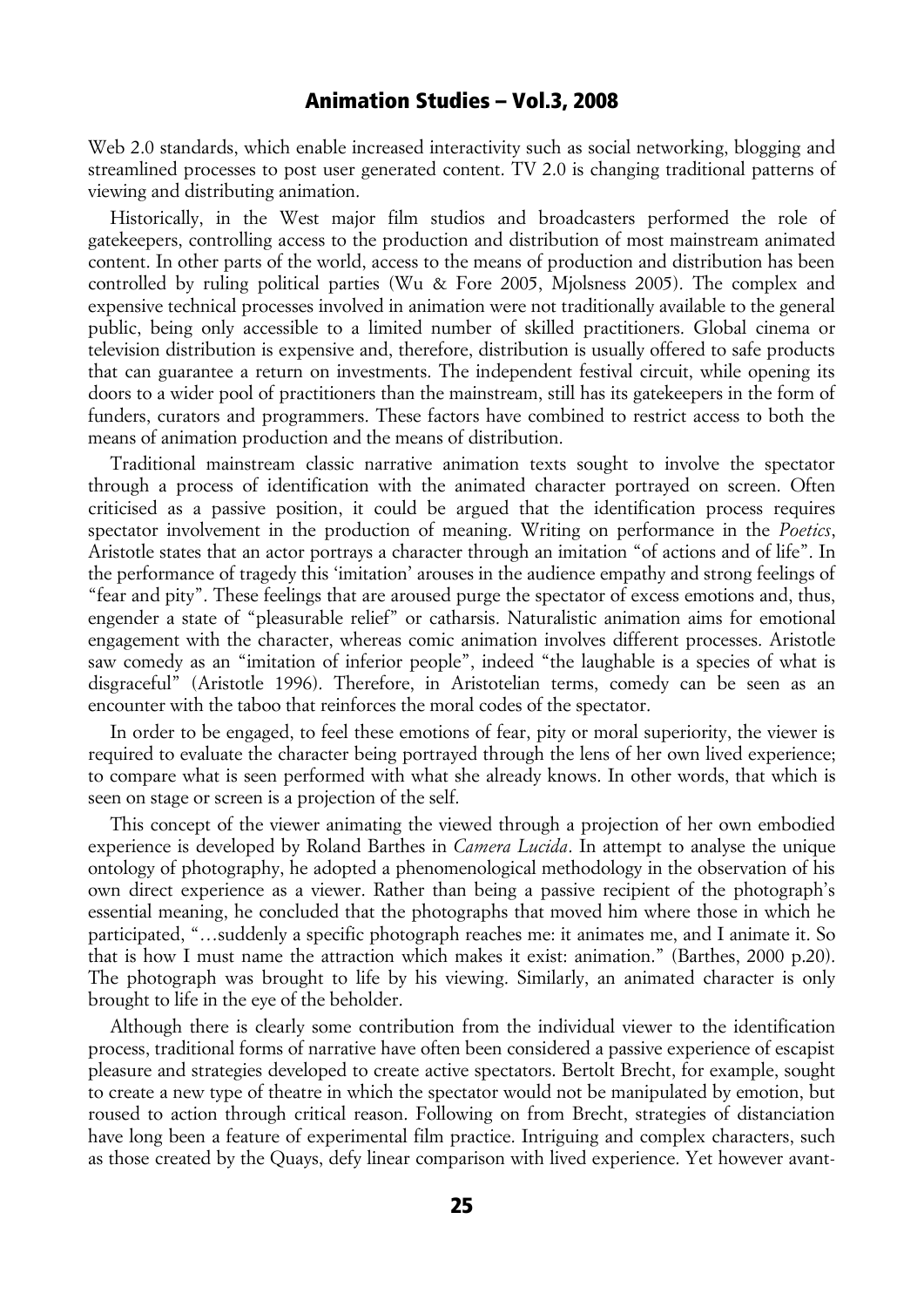Web 2.0 standards, which enable increased interactivity such as social networking, blogging and streamlined processes to post user generated content. TV 2.0 is changing traditional patterns of viewing and distributing animation.

Historically, in the West major film studios and broadcasters performed the role of gatekeepers, controlling access to the production and distribution of most mainstream animated content. In other parts of the world, access to the means of production and distribution has been controlled by ruling political parties (Wu & Fore 2005, Mjolsness 2005). The complex and expensive technical processes involved in animation were not traditionally available to the general public, being only accessible to a limited number of skilled practitioners. Global cinema or television distribution is expensive and, therefore, distribution is usually offered to safe products that can guarantee a return on investments. The independent festival circuit, while opening its doors to a wider pool of practitioners than the mainstream, still has its gatekeepers in the form of funders, curators and programmers. These factors have combined to restrict access to both the means of animation production and the means of distribution.

Traditional mainstream classic narrative animation texts sought to involve the spectator through a process of identification with the animated character portrayed on screen. Often criticised as a passive position, it could be argued that the identification process requires spectator involvement in the production of meaning. Writing on performance in the *Poetics*, Aristotle states that an actor portrays a character through an imitation "of actions and of life". In the performance of tragedy this 'imitation' arouses in the audience empathy and strong feelings of "fear and pity". These feelings that are aroused purge the spectator of excess emotions and, thus, engender a state of "pleasurable relief" or catharsis. Naturalistic animation aims for emotional engagement with the character, whereas comic animation involves different processes. Aristotle saw comedy as an "imitation of inferior people", indeed "the laughable is a species of what is disgraceful" (Aristotle 1996). Therefore, in Aristotelian terms, comedy can be seen as an encounter with the taboo that reinforces the moral codes of the spectator.

In order to be engaged, to feel these emotions of fear, pity or moral superiority, the viewer is required to evaluate the character being portrayed through the lens of her own lived experience; to compare what is seen performed with what she already knows. In other words, that which is seen on stage or screen is a projection of the self.

This concept of the viewer animating the viewed through a projection of her own embodied experience is developed by Roland Barthes in *Camera Lucida*. In attempt to analyse the unique ontology of photography, he adopted a phenomenological methodology in the observation of his own direct experience as a viewer. Rather than being a passive recipient of the photograph's essential meaning, he concluded that the photographs that moved him where those in which he participated, "…suddenly a specific photograph reaches me: it animates me, and I animate it. So that is how I must name the attraction which makes it exist: animation." (Barthes, 2000 p.20). The photograph was brought to life by his viewing. Similarly, an animated character is only brought to life in the eye of the beholder.

Although there is clearly some contribution from the individual viewer to the identification process, traditional forms of narrative have often been considered a passive experience of escapist pleasure and strategies developed to create active spectators. Bertolt Brecht, for example, sought to create a new type of theatre in which the spectator would not be manipulated by emotion, but roused to action through critical reason. Following on from Brecht, strategies of distanciation have long been a feature of experimental film practice. Intriguing and complex characters, such as those created by the Quays, defy linear comparison with lived experience. Yet however avant-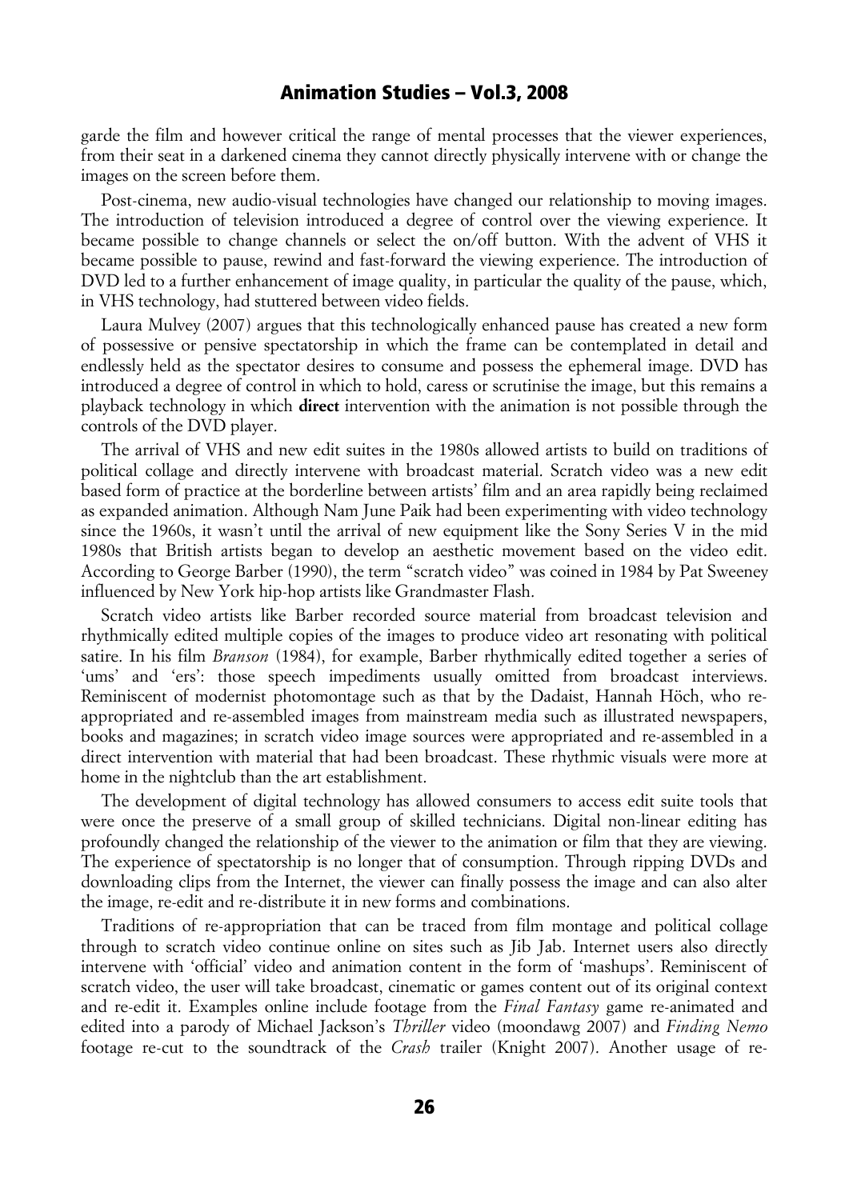garde the film and however critical the range of mental processes that the viewer experiences, from their seat in a darkened cinema they cannot directly physically intervene with or change the images on the screen before them.

Post-cinema, new audio-visual technologies have changed our relationship to moving images. The introduction of television introduced a degree of control over the viewing experience. It became possible to change channels or select the on/off button. With the advent of VHS it became possible to pause, rewind and fast-forward the viewing experience. The introduction of DVD led to a further enhancement of image quality, in particular the quality of the pause, which, in VHS technology, had stuttered between video fields.

Laura Mulvey (2007) argues that this technologically enhanced pause has created a new form of possessive or pensive spectatorship in which the frame can be contemplated in detail and endlessly held as the spectator desires to consume and possess the ephemeral image. DVD has introduced a degree of control in which to hold, caress or scrutinise the image, but this remains a playback technology in which **direct** intervention with the animation is not possible through the controls of the DVD player.

The arrival of VHS and new edit suites in the 1980s allowed artists to build on traditions of political collage and directly intervene with broadcast material. Scratch video was a new edit based form of practice at the borderline between artists' film and an area rapidly being reclaimed as expanded animation. Although Nam June Paik had been experimenting with video technology since the 1960s, it wasn't until the arrival of new equipment like the Sony Series V in the mid 1980s that British artists began to develop an aesthetic movement based on the video edit. According to George Barber (1990), the term "scratch video" was coined in 1984 by Pat Sweeney influenced by New York hip-hop artists like Grandmaster Flash.

Scratch video artists like Barber recorded source material from broadcast television and rhythmically edited multiple copies of the images to produce video art resonating with political satire. In his film *Branson* (1984), for example, Barber rhythmically edited together a series of 'ums' and 'ers': those speech impediments usually omitted from broadcast interviews. Reminiscent of modernist photomontage such as that by the Dadaist, Hannah Höch, who re-appropriated and re-assembled images from mainstream media such as illustrated newspapers, books and magazines; in scratch video image sources were appropriated and re-assembled in a direct intervention with material that had been broadcast. These rhythmic visuals were more at home in the nightclub than the art establishment.

The development of digital technology has allowed consumers to access edit suite tools that were once the preserve of a small group of skilled technicians. Digital non-linear editing has profoundly changed the relationship of the viewer to the animation or film that they are viewing. The experience of spectatorship is no longer that of consumption. Through ripping DVDs and downloading clips from the Internet, the viewer can finally possess the image and can also alter the image, re-edit and re-distribute it in new forms and combinations.

Traditions of re-appropriation that can be traced from film montage and political collage through to scratch video continue online on sites such as Jib Jab. Internet users also directly intervene with 'official' video and animation content in the form of 'mashups'. Reminiscent of scratch video, the user will take broadcast, cinematic or games content out of its original context and re-edit it. Examples online include footage from the *Final Fantasy* game re-animated and edited into a parody of Michael Jackson's *Thriller* video (moondawg 2007) and *Finding Nemo* footage re-cut to the soundtrack of the *Crash* trailer (Knight 2007). Another usage of re-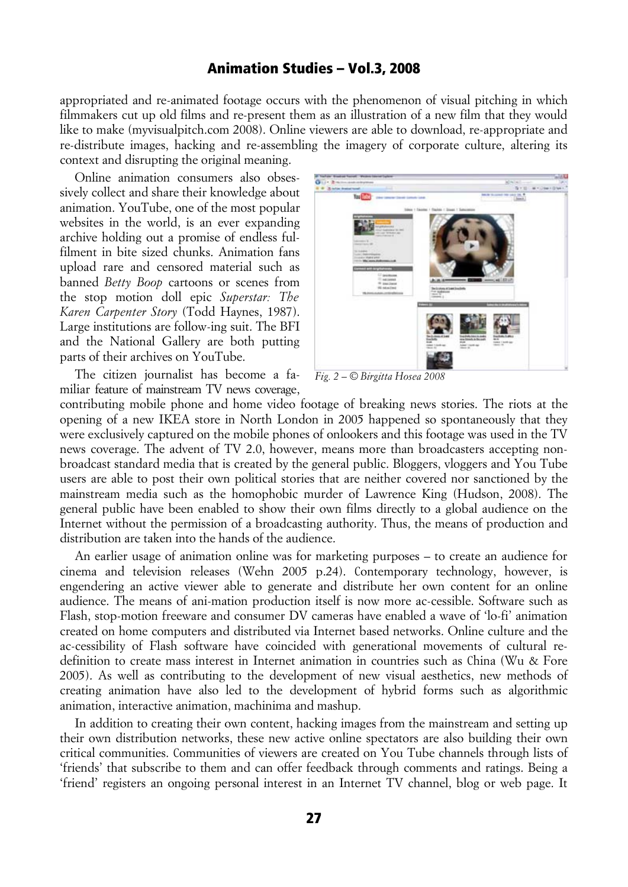appropriated and re-animated footage occurs with the phenomenon of visual pitching in which filmmakers cut up old films and re-present them as an illustration of a new film that they would like to make (myvisualpitch.com 2008). Online viewers are able to download, re-appropriate and re-distribute images, hacking and re-assembling the imagery of corporate culture, altering its context and disrupting the original meaning.

Online animation consumers also obsessively collect and share their knowledge about animation. YouTube, one of the most popular websites in the world, is an ever expanding archive holding out a promise of endless fulfilment in bite sized chunks. Animation fans upload rare and censored material such as banned *Betty Boop* cartoons or scenes from the stop motion doll epic *Superstar: The Karen Carpenter Story* (Todd Haynes, 1987). Large institutions are follow-ing suit. The BFI and the National Gallery are both putting parts of their archives on YouTube.

*Fig. 2 – © Birgitta Hosea 2008*

The citizen journalist has become a familiar feature of mainstream TV news coverage, contributing mobile phone and home video footage of breaking news stories. The riots at the opening of a new IKEA store in North London in 2005 happened so spontaneously that they were exclusively captured on the mobile phones of onlookers and this footage was used in the TV news coverage. The advent of TV 2.0, however, means more than broadcasters accepting non-broadcast standard media that is created by the general public. Bloggers, vloggers and You Tube users are able to post their own political stories that are neither covered nor sanctioned by the mainstream media such as the homophobic murder of Lawrence King (Hudson, 2008). The general public have been enabled to show their own films directly to a global audience on the Internet without the permission of a broadcasting authority. Thus, the means of production and distribution are taken into the hands of the audience.

An earlier usage of animation online was for marketing purposes – to create an audience for cinema and television releases (Wehn 2005 p.24). Contemporary technology, however, is engendering an active viewer able to generate and distribute her own content for an online audience. The means of ani-mation production itself is now more ac-cessible. Software such as Flash, stop-motion freeware and consumer DV cameras have enabled a wave of 'lo-fi' animation created on home computers and distributed via Internet based networks. Online culture and the ac-cessibility of Flash software have coincided with generational movements of cultural re-definition to create mass interest in Internet animation in countries such as China (Wu & Fore 2005). As well as contributing to the development of new visual aesthetics, new methods of creating animation have also led to the development of hybrid forms such as algorithmic animation, interactive animation, machinima and mashup.

In addition to creating their own content, hacking images from the mainstream and setting up their own distribution networks, these new active online spectators are also building their own critical communities. Communities of viewers are created on You Tube channels through lists of 'friends' that subscribe to them and can offer feedback through comments and ratings. Being a 'friend' registers an ongoing personal interest in an Internet TV channel, blog or web page. It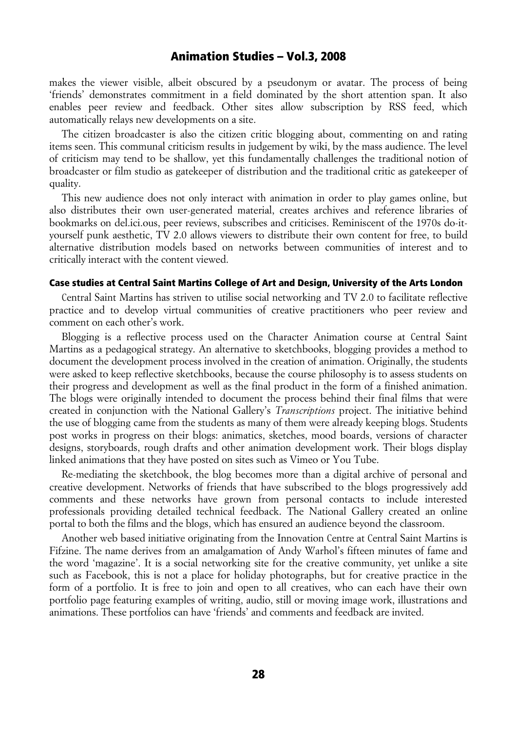makes the viewer visible, albeit obscured by a pseudonym or avatar. The process of being 'friends' demonstrates commitment in a field dominated by the short attention span. It also enables peer review and feedback. Other sites allow subscription by RSS feed, which automatically relays new developments on a site.

The citizen broadcaster is also the citizen critic blogging about, commenting on and rating items seen. This communal criticism results in judgement by wiki, by the mass audience. The level of criticism may tend to be shallow, yet this fundamentally challenges the traditional notion of broadcaster or film studio as gatekeeper of distribution and the traditional critic as gatekeeper of quality.

This new audience does not only interact with animation in order to play games online, but also distributes their own user-generated material, creates archives and reference libraries of bookmarks on del.ici.ous, peer reviews, subscribes and criticises. Reminiscent of the 1970s do-it-yourself punk aesthetic, TV 2.0 allows viewers to distribute their own content for free, to build alternative distribution models based on networks between communities of interest and to critically interact with the content viewed.

### Case studies at Central Saint Martins College of Art and Design, University of the Arts London

Central Saint Martins has striven to utilise social networking and TV 2.0 to facilitate reflective practice and to develop virtual communities of creative practitioners who peer review and comment on each other's work.

Blogging is a reflective process used on the Character Animation course at Central Saint Martins as a pedagogical strategy. An alternative to sketchbooks, blogging provides a method to document the development process involved in the creation of animation. Originally, the students were asked to keep reflective sketchbooks, because the course philosophy is to assess students on their progress and development as well as the final product in the form of a finished animation. The blogs were originally intended to document the process behind their final films that were created in conjunction with the National Gallery's *Transcriptions* project. The initiative behind the use of blogging came from the students as many of them were already keeping blogs. Students post works in progress on their blogs: animatics, sketches, mood boards, versions of character designs, storyboards, rough drafts and other animation development work. Their blogs display linked animations that they have posted on sites such as Vimeo or You Tube.

Re-mediating the sketchbook, the blog becomes more than a digital archive of personal and creative development. Networks of friends that have subscribed to the blogs progressively add comments and these networks have grown from personal contacts to include interested professionals providing detailed technical feedback. The National Gallery created an online portal to both the films and the blogs, which has ensured an audience beyond the classroom.

Another web based initiative originating from the Innovation Centre at Central Saint Martins is Fifzine. The name derives from an amalgamation of Andy Warhol's fifteen minutes of fame and the word 'magazine'. It is a social networking site for the creative community, yet unlike a site such as Facebook, this is not a place for holiday photographs, but for creative practice in the form of a portfolio. It is free to join and open to all creatives, who can each have their own portfolio page featuring examples of writing, audio, still or moving image work, illustrations and animations. These portfolios can have 'friends' and comments and feedback are invited.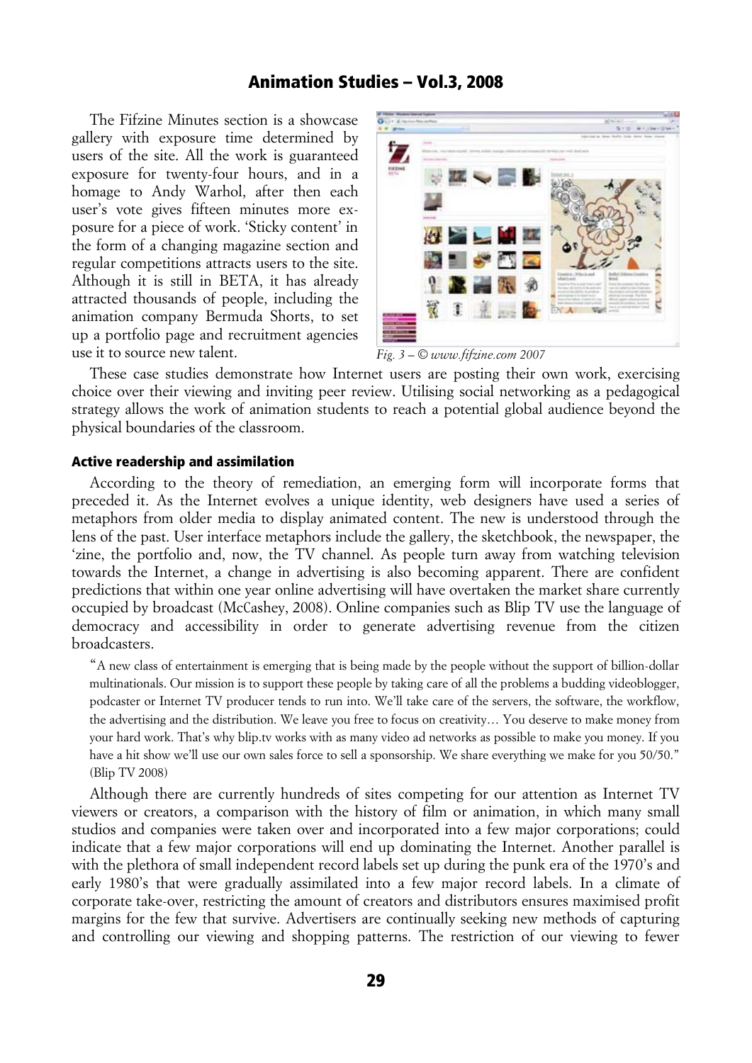The Fifzine Minutes section is a showcase gallery with exposure time determined by users of the site. All the work is guaranteed exposure for twenty-four hours, and in a homage to Andy Warhol, after then each user's vote gives fifteen minutes more exposure for a piece of work. 'Sticky content' in the form of a changing magazine section and regular competitions attracts users to the site. Although it is still in BETA, it has already attracted thousands of people, including the animation company Bermuda Shorts, to set up a portfolio page and recruitment agencies use it to source new talent.

*Fig. 3 – © www.fifzine.com 2007*

These case studies demonstrate how Internet users are posting their own work, exercising choice over their viewing and inviting peer review. Utilising social networking as a pedagogical strategy allows the work of animation students to reach a potential global audience beyond the physical boundaries of the classroom.

#### Active readership and assimilation

According to the theory of remediation, an emerging form will incorporate forms that preceded it. As the Internet evolves a unique identity, web designers have used a series of metaphors from older media to display animated content. The new is understood through the lens of the past. User interface metaphors include the gallery, the sketchbook, the newspaper, the 'zine, the portfolio and, now, the TV channel. As people turn away from watching television towards the Internet, a change in advertising is also becoming apparent. There are confident predictions that within one year online advertising will have overtaken the market share currently occupied by broadcast (McCashey, 2008). Online companies such as Blip TV use the language of democracy and accessibility in order to generate advertising revenue from the citizen broadcasters.

> "A new class of entertainment is emerging that is being made by the people without the support of billion-dollar multinationals. Our mission is to support these people by taking care of all the problems a budding videoblogger, podcaster or Internet TV producer tends to run into. We'll take care of the servers, the software, the workflow, the advertising and the distribution. We leave you free to focus on creativity… You deserve to make money from your hard work. That's why blip.tv works with as many video ad networks as possible to make you money. If you have a hit show we'll use our own sales force to sell a sponsorship. We share everything we make for you 50/50." (Blip TV 2008)

Although there are currently hundreds of sites competing for our attention as Internet TV viewers or creators, a comparison with the history of film or animation, in which many small studios and companies were taken over and incorporated into a few major corporations; could indicate that a few major corporations will end up dominating the Internet. Another parallel is with the plethora of small independent record labels set up during the punk era of the 1970's and early 1980's that were gradually assimilated into a few major record labels. In a climate of corporate take-over, restricting the amount of creators and distributors ensures maximised profit margins for the few that survive. Advertisers are continually seeking new methods of capturing and controlling our viewing and shopping patterns. The restriction of our viewing to fewer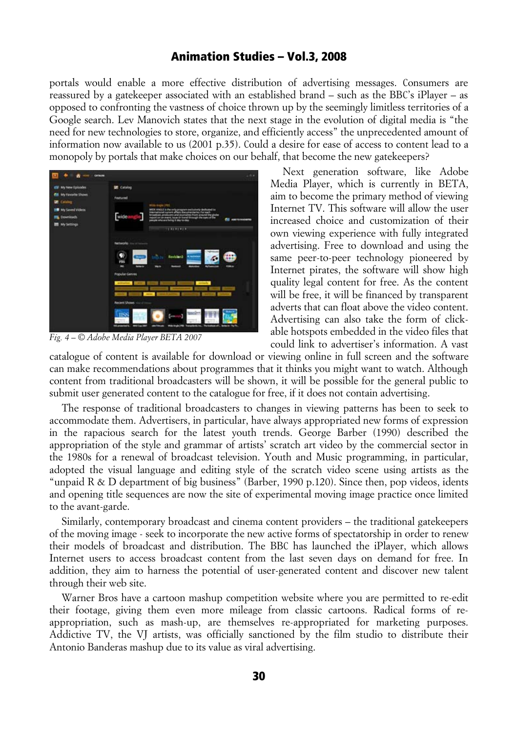portals would enable a more effective distribution of advertising messages. Consumers are reassured by a gatekeeper associated with an established brand – such as the BBC's iPlayer – as opposed to confronting the vastness of choice thrown up by the seemingly limitless territories of a Google search. Lev Manovich states that the next stage in the evolution of digital media is "the need for new technologies to store, organize, and efficiently access" the unprecedented amount of information now available to us (2001 p.35). Could a desire for ease of access to content lead to a monopoly by portals that make choices on our behalf, that become the new gatekeepers?

*Fig. 4 – © Adobe Media Player BETA 2007*

Next generation software, like Adobe Media Player, which is currently in BETA, aim to become the primary method of viewing Internet TV. This software will allow the user increased choice and customization of their own viewing experience with fully integrated advertising. Free to download and using the same peer-to-peer technology pioneered by Internet pirates, the software will show high quality legal content for free. As the content will be free, it will be financed by transparent adverts that can float above the video content. Advertising can also take the form of click-able hotspots embedded in the video files that could link to advertiser's information. A vast catalogue of content is available for download or viewing online in full screen and the software can make recommendations about programmes that it thinks you might want to watch. Although content from traditional broadcasters will be shown, it will be possible for the general public to submit user generated content to the catalogue for free, if it does not contain advertising.

The response of traditional broadcasters to changes in viewing patterns has been to seek to accommodate them. Advertisers, in particular, have always appropriated new forms of expression in the rapacious search for the latest youth trends. George Barber (1990) described the appropriation of the style and grammar of artists' scratch art video by the commercial sector in the 1980s for a renewal of broadcast television. Youth and Music programming, in particular, adopted the visual language and editing style of the scratch video scene using artists as the "unpaid R & D department of big business" (Barber, 1990 p.120). Since then, pop videos, idents and opening title sequences are now the site of experimental moving image practice once limited to the avant-garde.

Similarly, contemporary broadcast and cinema content providers – the traditional gatekeepers of the moving image - seek to incorporate the new active forms of spectatorship in order to renew their models of broadcast and distribution. The BBC has launched the iPlayer, which allows Internet users to access broadcast content from the last seven days on demand for free. In addition, they aim to harness the potential of user-generated content and discover new talent through their web site.

Warner Bros have a cartoon mashup competition website where you are permitted to re-edit their footage, giving them even more mileage from classic cartoons. Radical forms of re-appropriation, such as mash-up, are themselves re-appropriated for marketing purposes. Addictive TV, the VJ artists, was officially sanctioned by the film studio to distribute their Antonio Banderas mashup due to its value as viral advertising.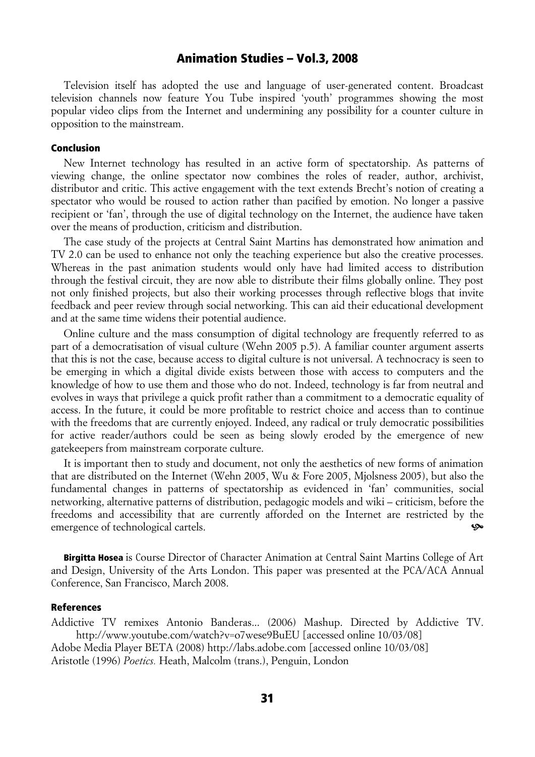Television itself has adopted the use and language of user-generated content. Broadcast television channels now feature You Tube inspired 'youth' programmes showing the most popular video clips from the Internet and undermining any possibility for a counter culture in opposition to the mainstream.

### Conclusion

New Internet technology has resulted in an active form of spectatorship. As patterns of viewing change, the online spectator now combines the roles of reader, author, archivist, distributor and critic. This active engagement with the text extends Brecht's notion of creating a spectator who would be roused to action rather than pacified by emotion. No longer a passive recipient or 'fan', through the use of digital technology on the Internet, the audience have taken over the means of production, criticism and distribution.

The case study of the projects at Central Saint Martins has demonstrated how animation and TV 2.0 can be used to enhance not only the teaching experience but also the creative processes. Whereas in the past animation students would only have had limited access to distribution through the festival circuit, they are now able to distribute their films globally online. They post not only finished projects, but also their working processes through reflective blogs that invite feedback and peer review through social networking. This can aid their educational development and at the same time widens their potential audience.

Online culture and the mass consumption of digital technology are frequently referred to as part of a democratisation of visual culture (Wehn 2005 p.5). A familiar counter argument asserts that this is not the case, because access to digital culture is not universal. A technocracy is seen to be emerging in which a digital divide exists between those with access to computers and the knowledge of how to use them and those who do not. Indeed, technology is far from neutral and evolves in ways that privilege a quick profit rather than a commitment to a democratic equality of access. In the future, it could be more profitable to restrict choice and access than to continue with the freedoms that are currently enjoyed. Indeed, any radical or truly democratic possibilities for active reader/authors could be seen as being slowly eroded by the emergence of new gatekeepers from mainstream corporate culture.

It is important then to study and document, not only the aesthetics of new forms of animation that are distributed on the Internet (Wehn 2005, Wu & Fore 2005, Mjolsness 2005), but also the fundamental changes in patterns of spectatorship as evidenced in 'fan' communities, social networking, alternative patterns of distribution, pedagogic models and wiki – criticism, before the freedoms and accessibility that are currently afforded on the Internet are restricted by the emergence of technological cartels.

**Birgitta Hosea** is Course Director of Character Animation at Central Saint Martins College of Art and Design, University of the Arts London. This paper was presented at the PCA/ACA Annual Conference, San Francisco, March 2008.

### References

Addictive TV remixes Antonio Banderas… (2006) Mashup. Directed by Addictive TV. http://www.youtube.com/watch?v=o7wese9BuEU [accessed online 10/03/08]

Adobe Media Player BETA (2008) http://labs.adobe.com [accessed online 10/03/08]

Aristotle (1996) *Poetics.* Heath, Malcolm (trans.), Penguin, London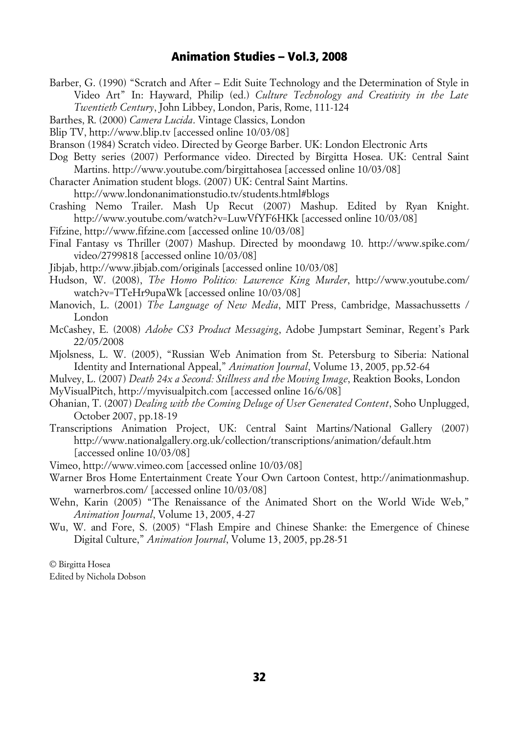Barber, G. (1990) "Scratch and After – Edit Suite Technology and the Determination of Style in Video Art" In: Hayward, Philip (ed.) *Culture Technology and Creativity in the Late Twentieth Century*, John Libbey, London, Paris, Rome, 111-124

Barthes, R. (2000) *Camera Lucida*. Vintage Classics, London

Blip TV, http://www.blip.tv [accessed online 10/03/08]

Branson (1984) Scratch video. Directed by George Barber. UK: London Electronic Arts

Dog Betty series (2007) Performance video. Directed by Birgitta Hosea. UK: Central Saint Martins. http://www.youtube.com/birgittahosea [accessed online 10/03/08]

Character Animation student blogs. (2007) UK: Central Saint Martins. http://www.londonanimationstudio.tv/students.html#blogs

Crashing Nemo Trailer. Mash Up Recut (2007) Mashup. Edited by Ryan Knight. http://www.youtube.com/watch?v=LuwVfYF6HKk [accessed online 10/03/08]

Fifzine, http://www.fifzine.com [accessed online 10/03/08]

Final Fantasy vs Thriller (2007) Mashup. Directed by moondawg 10. http://www.spike.com/video/2799818 [accessed online 10/03/08]

Jibjab, http://www.jibjab.com/originals [accessed online 10/03/08]

Hudson, W. (2008), *The Homo Politico: Lawrence King Murder*, http://www.youtube.com/watch?v=TTeHr9upaWk [accessed online 10/03/08]

Manovich, L. (2001) *The Language of New Media*, MIT Press, Cambridge, Massachussetts / London

McCashey, E. (2008) *Adobe CS3 Product Messaging*, Adobe Jumpstart Seminar, Regent's Park 22/05/2008

Mjolsness, L. W. (2005), "Russian Web Animation from St. Petersburg to Siberia: National Identity and International Appeal," *Animation Journal*, Volume 13, 2005, pp.52-64

Mulvey, L. (2007) *Death 24x a Second: Stillness and the Moving Image*, Reaktion Books, London

MyVisualPitch, http://myvisualpitch.com [accessed online 16/6/08]

Ohanian, T. (2007) *Dealing with the Coming Deluge of User Generated Content*, Soho Unplugged, October 2007, pp.18-19

Transcriptions Animation Project, UK: Central Saint Martins/National Gallery (2007) http://www.nationalgallery.org.uk/collection/transcriptions/animation/default.htm [accessed online 10/03/08]

Vimeo, http://www.vimeo.com [accessed online 10/03/08]

Warner Bros Home Entertainment Create Your Own Cartoon Contest, http://animationmashup.warnerbros.com/ [accessed online 10/03/08]

Wehn, Karin (2005) "The Renaissance of the Animated Short on the World Wide Web," *Animation Journal*, Volume 13, 2005, 4-27

Wu, W. and Fore, S. (2005) "Flash Empire and Chinese Shanke: the Emergence of Chinese Digital Culture," *Animation Journal*, Volume 13, 2005, pp.28-51

© Birgitta Hosea
Edited by Nichola Dobson